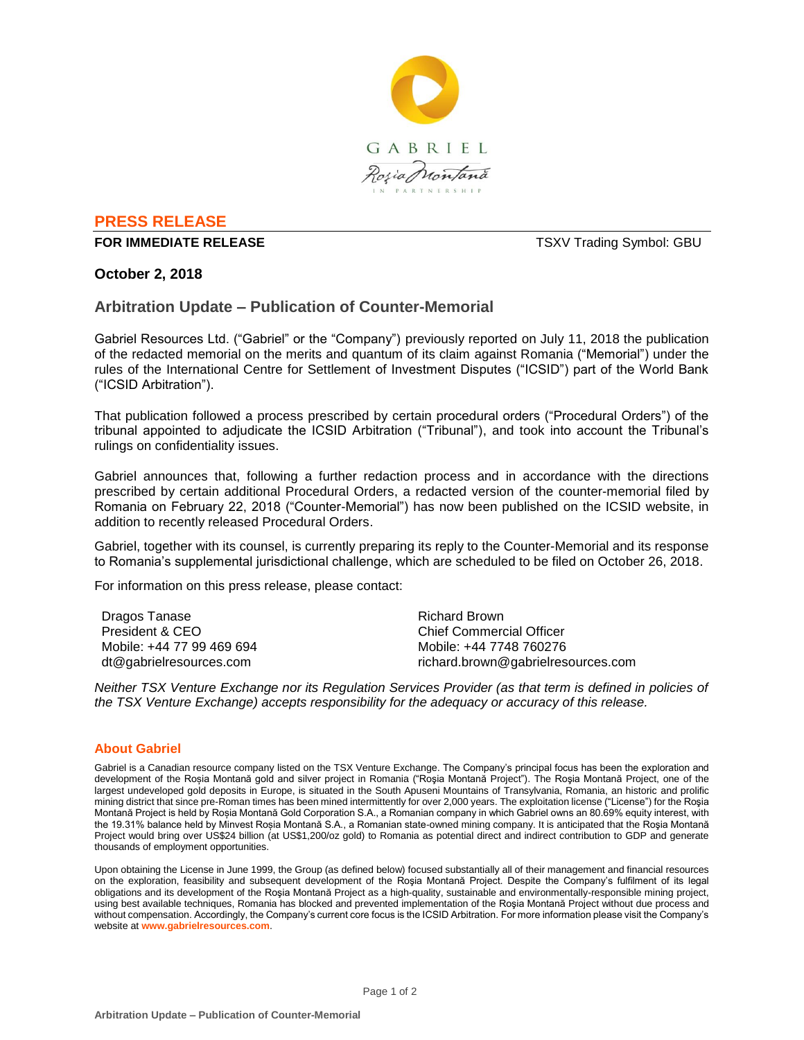GABRIEL

Roşia Montană

IN PARTNERSHIP

## PRESS RELEASE

**FOR IMMEDIATE RELEASE** TSXV Trading Symbol: GBU

**October 2, 2018**

# Arbitration Update – Publication of Counter-Memorial

Gabriel Resources Ltd. ("Gabriel" or the "Company") previously reported on July 11, 2018 the publication of the redacted memorial on the merits and quantum of its claim against Romania ("Memorial") under the rules of the International Centre for Settlement of Investment Disputes ("ICSID") part of the World Bank ("ICSID Arbitration").

That publication followed a process prescribed by certain procedural orders ("Procedural Orders") of the tribunal appointed to adjudicate the ICSID Arbitration ("Tribunal"), and took into account the Tribunal's rulings on confidentiality issues.

Gabriel announces that, following a further redaction process and in accordance with the directions prescribed by certain additional Procedural Orders, a redacted version of the counter-memorial filed by Romania on February 22, 2018 ("Counter-Memorial") has now been published on the ICSID website, in addition to recently released Procedural Orders.

Gabriel, together with its counsel, is currently preparing its reply to the Counter-Memorial and its response to Romania's supplemental jurisdictional challenge, which are scheduled to be filed on October 26, 2018.

For information on this press release, please contact:

Dragos Tanase
President & CEO
Mobile: +44 77 99 469 694
dt@gabrielresources.com

Richard Brown
Chief Commercial Officer
Mobile: +44 7748 760276
richard.brown@gabrielresources.com

*Neither TSX Venture Exchange nor its Regulation Services Provider (as that term is defined in policies of the TSX Venture Exchange) accepts responsibility for the adequacy or accuracy of this release.*

### About Gabriel

Gabriel is a Canadian resource company listed on the TSX Venture Exchange. The Company's principal focus has been the exploration and development of the Roșia Montană gold and silver project in Romania ("Roşia Montană Project"). The Roşia Montană Project, one of the largest undeveloped gold deposits in Europe, is situated in the South Apuseni Mountains of Transylvania, Romania, an historic and prolific mining district that since pre-Roman times has been mined intermittently for over 2,000 years. The exploitation license ("License") for the Roşia Montană Project is held by Roșia Montană Gold Corporation S.A., a Romanian company in which Gabriel owns an 80.69% equity interest, with the 19.31% balance held by Minvest Roșia Montană S.A., a Romanian state-owned mining company. It is anticipated that the Roşia Montană Project would bring over US$24 billion (at US$1,200/oz gold) to Romania as potential direct and indirect contribution to GDP and generate thousands of employment opportunities.

Upon obtaining the License in June 1999, the Group (as defined below) focused substantially all of their management and financial resources on the exploration, feasibility and subsequent development of the Roşia Montană Project. Despite the Company's fulfilment of its legal obligations and its development of the Roşia Montană Project as a high-quality, sustainable and environmentally-responsible mining project, using best available techniques, Romania has blocked and prevented implementation of the Roşia Montană Project without due process and without compensation. Accordingly, the Company's current core focus is the ICSID Arbitration. For more information please visit the Company's website at **www.gabrielresources.com**.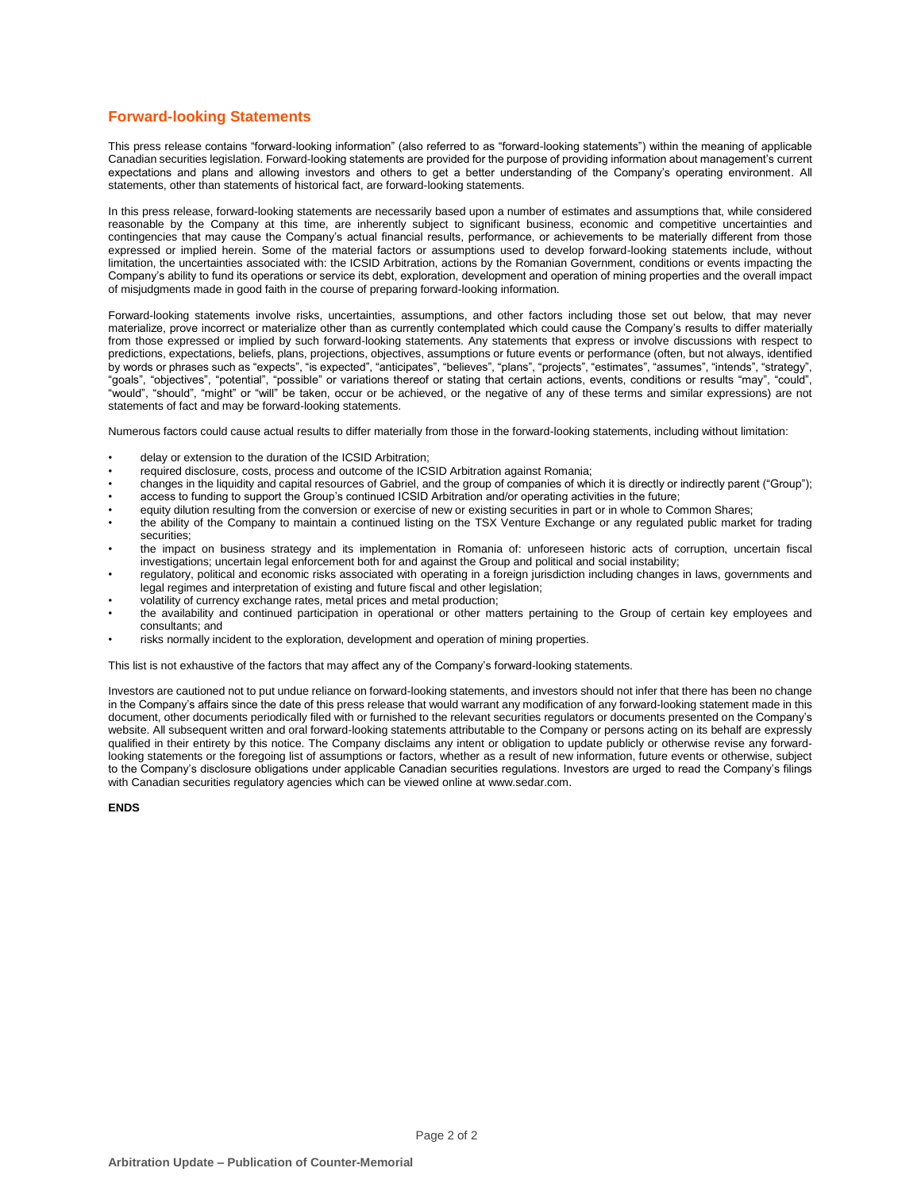## Forward-looking Statements

This press release contains "forward-looking information" (also referred to as "forward-looking statements") within the meaning of applicable Canadian securities legislation. Forward-looking statements are provided for the purpose of providing information about management's current expectations and plans and allowing investors and others to get a better understanding of the Company's operating environment. All statements, other than statements of historical fact, are forward-looking statements.

In this press release, forward-looking statements are necessarily based upon a number of estimates and assumptions that, while considered reasonable by the Company at this time, are inherently subject to significant business, economic and competitive uncertainties and contingencies that may cause the Company's actual financial results, performance, or achievements to be materially different from those expressed or implied herein. Some of the material factors or assumptions used to develop forward-looking statements include, without limitation, the uncertainties associated with: the ICSID Arbitration, actions by the Romanian Government, conditions or events impacting the Company's ability to fund its operations or service its debt, exploration, development and operation of mining properties and the overall impact of misjudgments made in good faith in the course of preparing forward-looking information.

Forward-looking statements involve risks, uncertainties, assumptions, and other factors including those set out below, that may never materialize, prove incorrect or materialize other than as currently contemplated which could cause the Company's results to differ materially from those expressed or implied by such forward-looking statements. Any statements that express or involve discussions with respect to predictions, expectations, beliefs, plans, projections, objectives, assumptions or future events or performance (often, but not always, identified by words or phrases such as "expects", "is expected", "anticipates", "believes", "plans", "projects", "estimates", "assumes", "intends", "strategy", "goals", "objectives", "potential", "possible" or variations thereof or stating that certain actions, events, conditions or results "may", "could", "would", "should", "might" or "will" be taken, occur or be achieved, or the negative of any of these terms and similar expressions) are not statements of fact and may be forward-looking statements.

Numerous factors could cause actual results to differ materially from those in the forward-looking statements, including without limitation:

- delay or extension to the duration of the ICSID Arbitration;
- required disclosure, costs, process and outcome of the ICSID Arbitration against Romania;
- changes in the liquidity and capital resources of Gabriel, and the group of companies of which it is directly or indirectly parent ("Group");
- access to funding to support the Group's continued ICSID Arbitration and/or operating activities in the future;
- equity dilution resulting from the conversion or exercise of new or existing securities in part or in whole to Common Shares;
- the ability of the Company to maintain a continued listing on the TSX Venture Exchange or any regulated public market for trading securities;
- the impact on business strategy and its implementation in Romania of: unforeseen historic acts of corruption, uncertain fiscal investigations; uncertain legal enforcement both for and against the Group and political and social instability;
- regulatory, political and economic risks associated with operating in a foreign jurisdiction including changes in laws, governments and legal regimes and interpretation of existing and future fiscal and other legislation;
- volatility of currency exchange rates, metal prices and metal production;
- the availability and continued participation in operational or other matters pertaining to the Group of certain key employees and consultants; and
- risks normally incident to the exploration, development and operation of mining properties.

This list is not exhaustive of the factors that may affect any of the Company's forward-looking statements.

Investors are cautioned not to put undue reliance on forward-looking statements, and investors should not infer that there has been no change in the Company's affairs since the date of this press release that would warrant any modification of any forward-looking statement made in this document, other documents periodically filed with or furnished to the relevant securities regulators or documents presented on the Company's website. All subsequent written and oral forward-looking statements attributable to the Company or persons acting on its behalf are expressly qualified in their entirety by this notice. The Company disclaims any intent or obligation to update publicly or otherwise revise any forward-looking statements or the foregoing list of assumptions or factors, whether as a result of new information, future events or otherwise, subject to the Company's disclosure obligations under applicable Canadian securities regulations. Investors are urged to read the Company's filings with Canadian securities regulatory agencies which can be viewed online at www.sedar.com.

**ENDS**